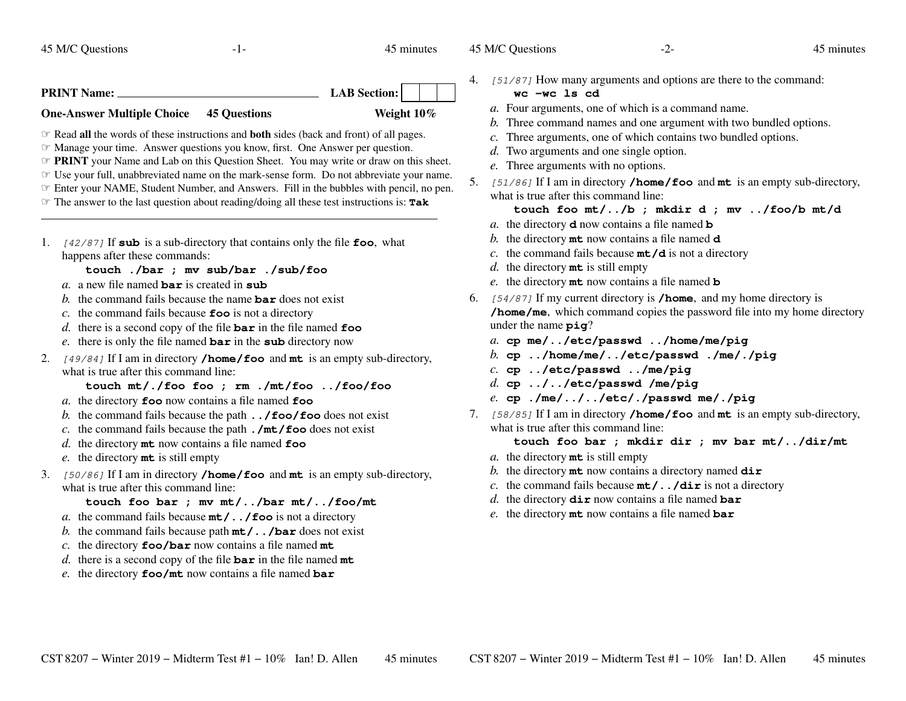**PRINT Name:** ______________________________ **LAB Section:** ☐☐☐

**One-Answer Multiple Choice** **45 Questions** **Weight 10%**

☞ Read **all** the words of these instructions and **both** sides (back and front) of all pages.
☞ Manage your time. Answer questions you know, first. One Answer per question.
☞ **PRINT** your Name and Lab on this Question Sheet. You may write or draw on this sheet.
☞ Use your full, unabbreviated name on the mark-sense form. Do not abbreviate your name.
☞ Enter your NAME, Student Number, and Answers. Fill in the bubbles with pencil, no pen.
☞ The answer to the last question about reading/doing all these test instructions is: **Tak**

---

1. *[42/87]* If **sub** is a sub-directory that contains only the file **foo**, what happens after these commands:
   **touch ./bar ; mv sub/bar ./sub/foo**
   *a.* a new file named **bar** is created in **sub**
   *b.* the command fails because the name **bar** does not exist
   *c.* the command fails because **foo** is not a directory
   *d.* there is a second copy of the file **bar** in the file named **foo**
   *e.* there is only the file named **bar** in the **sub** directory now

2. *[49/84]* If I am in directory **/home/foo** and **mt** is an empty sub-directory, what is true after this command line:
   **touch mt/./foo foo ; rm ./mt/foo ../foo/foo**
   *a.* the directory **foo** now contains a file named **foo**
   *b.* the command fails because the path **../foo/foo** does not exist
   *c.* the command fails because the path **./mt/foo** does not exist
   *d.* the directory **mt** now contains a file named **foo**
   *e.* the directory **mt** is still empty

3. *[50/86]* If I am in directory **/home/foo** and **mt** is an empty sub-directory, what is true after this command line:
   **touch foo bar ; mv mt/../bar mt/../foo/mt**
   *a.* the command fails because **mt/../foo** is not a directory
   *b.* the command fails because path **mt/../bar** does not exist
   *c.* the directory **foo/bar** now contains a file named **mt**
   *d.* there is a second copy of the file **bar** in the file named **mt**
   *e.* the directory **foo/mt** now contains a file named **bar**

4. *[51/87]* How many arguments and options are there to the command:
   **wc -wc ls cd**
   *a.* Four arguments, one of which is a command name.
   *b.* Three command names and one argument with two bundled options.
   *c.* Three arguments, one of which contains two bundled options.
   *d.* Two arguments and one single option.
   *e.* Three arguments with no options.

5. *[51/86]* If I am in directory **/home/foo** and **mt** is an empty sub-directory, what is true after this command line:
   **touch foo mt/../b ; mkdir d ; mv ../foo/b mt/d**
   *a.* the directory **d** now contains a file named **b**
   *b.* the directory **mt** now contains a file named **d**
   *c.* the command fails because **mt/d** is not a directory
   *d.* the directory **mt** is still empty
   *e.* the directory **mt** now contains a file named **b**

6. *[54/87]* If my current directory is **/home**, and my home directory is **/home/me**, which command copies the password file into my home directory under the name **pig**?
   *a.* **cp me/../etc/passwd ../home/me/pig**
   *b.* **cp ../home/me/../etc/passwd ./me/./pig**
   *c.* **cp ../etc/passwd ../me/pig**
   *d.* **cp ../../etc/passwd /me/pig**
   *e.* **cp ./me/../../etc/./passwd me/./pig**

7. *[58/85]* If I am in directory **/home/foo** and **mt** is an empty sub-directory, what is true after this command line:
   **touch foo bar ; mkdir dir ; mv bar mt/../dir/mt**
   *a.* the directory **mt** is still empty
   *b.* the directory **mt** now contains a directory named **dir**
   *c.* the command fails because **mt/../dir** is not a directory
   *d.* the directory **dir** now contains a file named **bar**
   *e.* the directory **mt** now contains a file named **bar**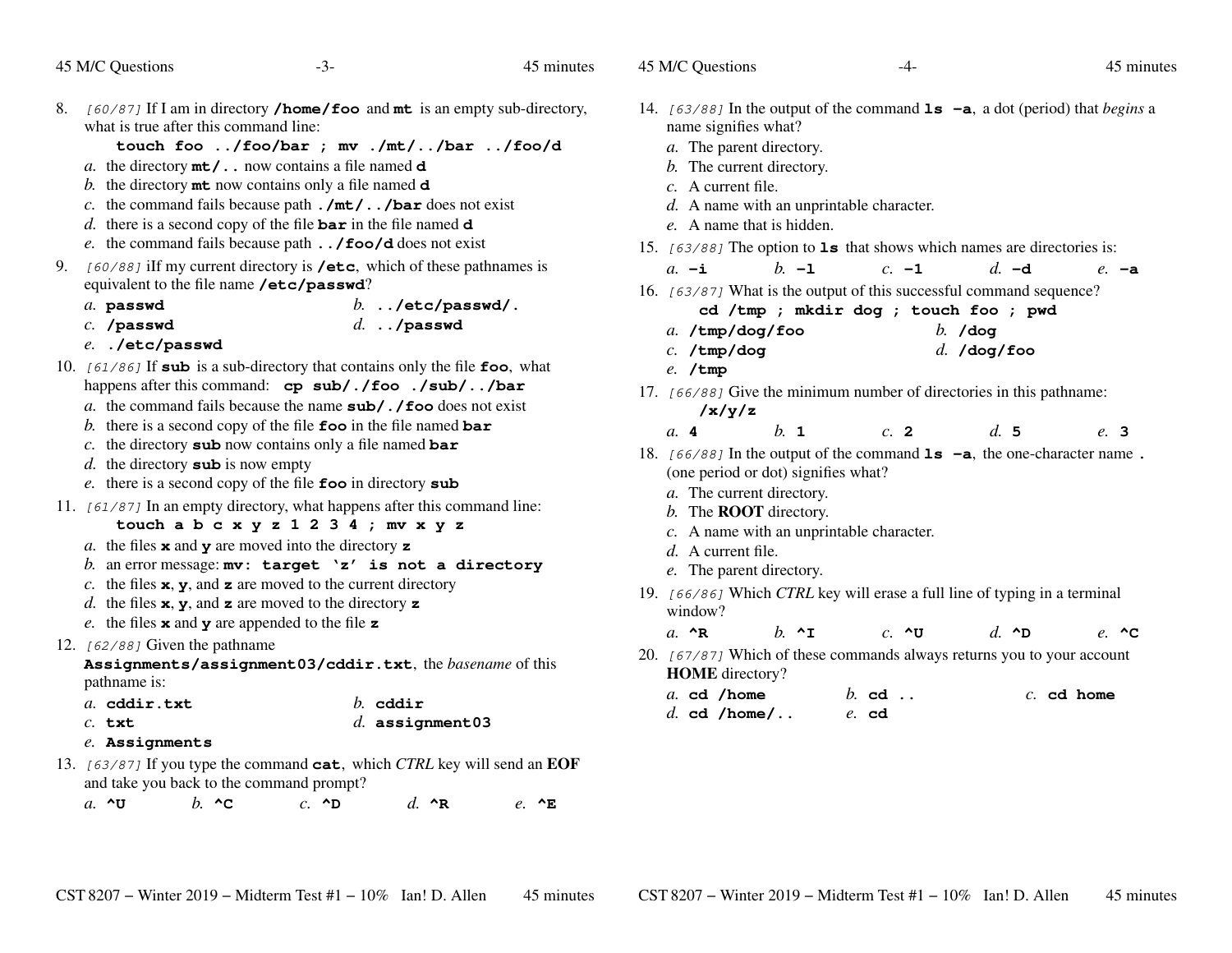8. *[60/87]* If I am in directory **/home/foo** and **mt** is an empty sub-directory, what is true after this command line:

   **touch foo ../foo/bar ; mv ./mt/../bar ../foo/d**

   *a.* the directory **mt/..** now contains a file named **d**
   *b.* the directory **mt** now contains only a file named **d**
   *c.* the command fails because path **./mt/../bar** does not exist
   *d.* there is a second copy of the file **bar** in the file named **d**
   *e.* the command fails because path **../foo/d** does not exist

9. *[60/88]* iIf my current directory is **/etc**, which of these pathnames is equivalent to the file name **/etc/passwd**?

   *a.* **passwd** *b.* **../etc/passwd/.**
   *c.* **/passwd** *d.* **../passwd**
   *e.* **./etc/passwd**

10. *[61/86]* If **sub** is a sub-directory that contains only the file **foo**, what happens after this command: **cp sub/./foo ./sub/../bar**

    *a.* the command fails because the name **sub/./foo** does not exist
    *b.* there is a second copy of the file **foo** in the file named **bar**
    *c.* the directory **sub** now contains only a file named **bar**
    *d.* the directory **sub** is now empty
    *e.* there is a second copy of the file **foo** in directory **sub**

11. *[61/87]* In an empty directory, what happens after this command line:

    **touch a b c x y z 1 2 3 4 ; mv x y z**

    *a.* the files **x** and **y** are moved into the directory **z**
    *b.* an error message: **mv: target 'z' is not a directory**
    *c.* the files **x**, **y**, and **z** are moved to the current directory
    *d.* the files **x**, **y**, and **z** are moved to the directory **z**
    *e.* the files **x** and **y** are appended to the file **z**

12. *[62/88]* Given the pathname **Assignments/assignment03/cddir.txt**, the *basename* of this pathname is:

    *a.* **cddir.txt** *b.* **cddir**
    *c.* **txt** *d.* **assignment03**
    *e.* **Assignments**

13. *[63/87]* If you type the command **cat**, which *CTRL* key will send an **EOF** and take you back to the command prompt?

    *a.* **^U** *b.* **^C** *c.* **^D** *d.* **^R** *e.* **^E**

14. *[63/88]* In the output of the command **ls -a**, a dot (period) that *begins* a name signifies what?

    *a.* The parent directory.
    *b.* The current directory.
    *c.* A current file.
    *d.* A name with an unprintable character.
    *e.* A name that is hidden.

15. *[63/88]* The option to **ls** that shows which names are directories is:

    *a.* **-i** *b.* **-l** *c.* **-1** *d.* **-d** *e.* **-a**

16. *[63/87]* What is the output of this successful command sequence?

    **cd /tmp ; mkdir dog ; touch foo ; pwd**

    *a.* **/tmp/dog/foo** *b.* **/dog**
    *c.* **/tmp/dog** *d.* **/dog/foo**
    *e.* **/tmp**

17. *[66/88]* Give the minimum number of directories in this pathname:

    **/x/y/z**

    *a.* **4** *b.* **1** *c.* **2** *d.* **5** *e.* **3**

18. *[66/88]* In the output of the command **ls -a**, the one-character name **.** (one period or dot) signifies what?

    *a.* The current directory.
    *b.* The **ROOT** directory.
    *c.* A name with an unprintable character.
    *d.* A current file.
    *e.* The parent directory.

19. *[66/86]* Which *CTRL* key will erase a full line of typing in a terminal window?

    *a.* **^R** *b.* **^I** *c.* **^U** *d.* **^D** *e.* **^C**

20. *[67/87]* Which of these commands always returns you to your account **HOME** directory?

    *a.* **cd /home** *b.* **cd ..** *c.* **cd home**
    *d.* **cd /home/..** *e.* **cd**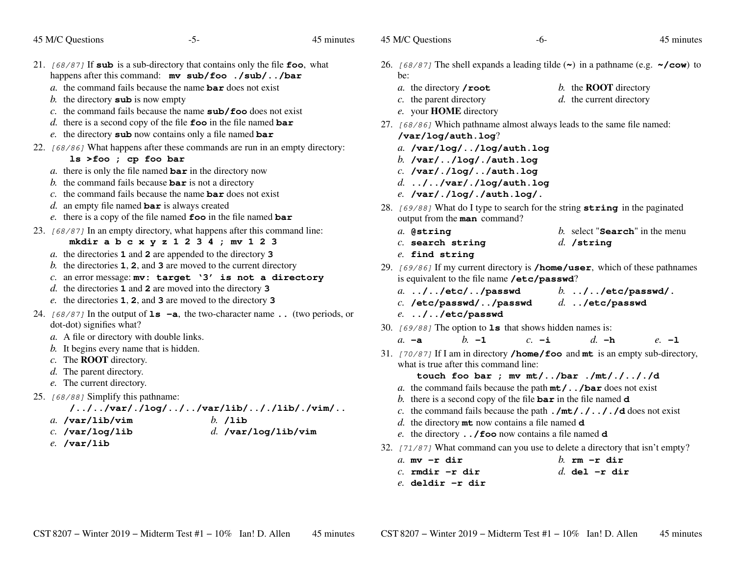21. *[68/87]* If **sub** is a sub-directory that contains only the file **foo**, what happens after this command: **mv sub/foo ./sub/../bar**
   *a.* the command fails because the name **bar** does not exist
   *b.* the directory **sub** is now empty
   *c.* the command fails because the name **sub/foo** does not exist
   *d.* there is a second copy of the file **foo** in the file named **bar**
   *e.* the directory **sub** now contains only a file named **bar**

22. *[68/86]* What happens after these commands are run in an empty directory:
   **ls >foo ; cp foo bar**
   *a.* there is only the file named **bar** in the directory now
   *b.* the command fails because **bar** is not a directory
   *c.* the command fails because the name **bar** does not exist
   *d.* an empty file named **bar** is always created
   *e.* there is a copy of the file named **foo** in the file named **bar**

23. *[68/87]* In an empty directory, what happens after this command line:
   **mkdir a b c x y z 1 2 3 4 ; mv 1 2 3**
   *a.* the directories **1** and **2** are appended to the directory **3**
   *b.* the directories **1**, **2**, and **3** are moved to the current directory
   *c.* an error message: **mv: target '3' is not a directory**
   *d.* the directories **1** and **2** are moved into the directory **3**
   *e.* the directories **1**, **2**, and **3** are moved to the directory **3**

24. *[68/87]* In the output of **ls -a**, the two-character name **..** (two periods, or dot-dot) signifies what?
   *a.* A file or directory with double links.
   *b.* It begins every name that is hidden.
   *c.* The **ROOT** directory.
   *d.* The parent directory.
   *e.* The current directory.

25. *[68/88]* Simplify this pathname:
   **/../../var/./log/../../var/lib/.././lib/./vim/..**
   *a.* **/var/lib/vim**
   *b.* **/lib**
   *c.* **/var/log/lib**
   *d.* **/var/log/lib/vim**
   *e.* **/var/lib**

26. *[68/87]* The shell expands a leading tilde (**~**) in a pathname (e.g. **~/cow**) to be:
   *a.* the directory **/root**
   *b.* the **ROOT** directory
   *c.* the parent directory
   *d.* the current directory
   *e.* your **HOME** directory

27. *[68/86]* Which pathname almost always leads to the same file named: **/var/log/auth.log**?
   *a.* **/var/log/../log/auth.log**
   *b.* **/var/../log/./auth.log**
   *c.* **/var/./log/../auth.log**
   *d.* **../../var/./log/auth.log**
   *e.* **/var/./log/./auth.log/.**

28. *[69/88]* What do I type to search for the string **string** in the paginated output from the **man** command?
   *a.* **@string**
   *b.* select "**Search**" in the menu
   *c.* **search string**
   *d.* **/string**
   *e.* **find string**

29. *[69/86]* If my current directory is **/home/user**, which of these pathnames is equivalent to the file name **/etc/passwd**?
   *a.* **../../etc/../passwd**
   *b.* **../../etc/passwd/.**
   *c.* **/etc/passwd/../passwd**
   *d.* **../etc/passwd**
   *e.* **../../etc/passwd**

30. *[69/88]* The option to **ls** that shows hidden names is:
   *a.* **-a**  *b.* **-1**  *c.* **-i**  *d.* **-h**  *e.* **-l**

31. *[70/87]* If I am in directory **/home/foo** and **mt** is an empty sub-directory, what is true after this command line:
   **touch foo bar ; mv mt/../bar ./mt/./.././d**
   *a.* the command fails because the path **mt/../bar** does not exist
   *b.* there is a second copy of the file **bar** in the file named **d**
   *c.* the command fails because the path **./mt/./.././d** does not exist
   *d.* the directory **mt** now contains a file named **d**
   *e.* the directory **../foo** now contains a file named **d**

32. *[71/87]* What command can you use to delete a directory that isn't empty?
   *a.* **mv -r dir**
   *b.* **rm -r dir**
   *c.* **rmdir -r dir**
   *d.* **del -r dir**
   *e.* **deldir -r dir**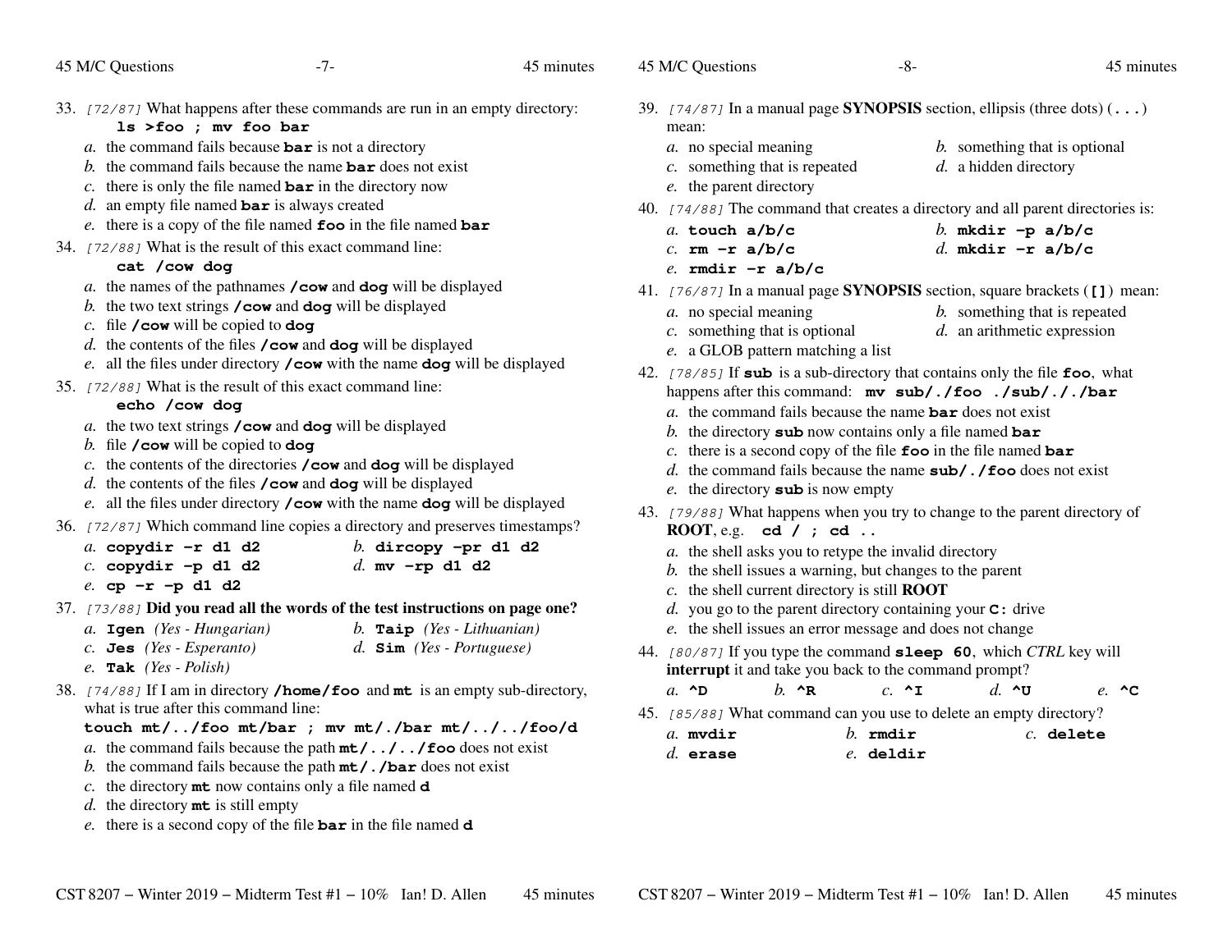33. *[72/87]* What happens after these commands are run in an empty directory:
    **`ls >foo ; mv foo bar`**
    *a.* the command fails because **`bar`** is not a directory
    *b.* the command fails because the name **`bar`** does not exist
    *c.* there is only the file named **`bar`** in the directory now
    *d.* an empty file named **`bar`** is always created
    *e.* there is a copy of the file named **`foo`** in the file named **`bar`**

34. *[72/88]* What is the result of this exact command line:
    **`cat /cow dog`**
    *a.* the names of the pathnames **`/cow`** and **`dog`** will be displayed
    *b.* the two text strings **`/cow`** and **`dog`** will be displayed
    *c.* file **`/cow`** will be copied to **`dog`**
    *d.* the contents of the files **`/cow`** and **`dog`** will be displayed
    *e.* all the files under directory **`/cow`** with the name **`dog`** will be displayed

35. *[72/88]* What is the result of this exact command line:
    **`echo /cow dog`**
    *a.* the two text strings **`/cow`** and **`dog`** will be displayed
    *b.* file **`/cow`** will be copied to **`dog`**
    *c.* the contents of the directories **`/cow`** and **`dog`** will be displayed
    *d.* the contents of the files **`/cow`** and **`dog`** will be displayed
    *e.* all the files under directory **`/cow`** with the name **`dog`** will be displayed

36. *[72/87]* Which command line copies a directory and preserves timestamps?
    *a.* **`copydir -r d1 d2`**
    *b.* **`dircopy -pr d1 d2`**
    *c.* **`copydir -p d1 d2`**
    *d.* **`mv -rp d1 d2`**
    *e.* **`cp -r -p d1 d2`**

37. *[73/88]* **Did you read all the words of the test instructions on page one?**
    *a.* **`Igen`** *(Yes - Hungarian)*
    *b.* **`Taip`** *(Yes - Lithuanian)*
    *c.* **`Jes`** *(Yes - Esperanto)*
    *d.* **`Sim`** *(Yes - Portuguese)*
    *e.* **`Tak`** *(Yes - Polish)*

38. *[74/88]* If I am in directory **`/home/foo`** and **`mt`** is an empty sub-directory, what is true after this command line:
    **`touch mt/../foo mt/bar ; mv mt/./bar mt/../../foo/d`**
    *a.* the command fails because the path **`mt/../../foo`** does not exist
    *b.* the command fails because the path **`mt/./bar`** does not exist
    *c.* the directory **`mt`** now contains only a file named **`d`**
    *d.* the directory **`mt`** is still empty
    *e.* there is a second copy of the file **`bar`** in the file named **`d`**

39. *[74/87]* In a manual page **SYNOPSIS** section, ellipsis (three dots) (**`...`**) mean:
    *a.* no special meaning
    *b.* something that is optional
    *c.* something that is repeated
    *d.* a hidden directory
    *e.* the parent directory

40. *[74/88]* The command that creates a directory and all parent directories is:
    *a.* **`touch a/b/c`**
    *b.* **`mkdir -p a/b/c`**
    *c.* **`rm -r a/b/c`**
    *d.* **`mkdir -r a/b/c`**
    *e.* **`rmdir -r a/b/c`**

41. *[76/87]* In a manual page **SYNOPSIS** section, square brackets (**`[]`**) mean:
    *a.* no special meaning
    *b.* something that is repeated
    *c.* something that is optional
    *d.* an arithmetic expression
    *e.* a GLOB pattern matching a list

42. *[78/85]* If **`sub`** is a sub-directory that contains only the file **`foo`**, what happens after this command: **`mv sub/./foo ./sub/././bar`**
    *a.* the command fails because the name **`bar`** does not exist
    *b.* the directory **`sub`** now contains only a file named **`bar`**
    *c.* there is a second copy of the file **`foo`** in the file named **`bar`**
    *d.* the command fails because the name **`sub/./foo`** does not exist
    *e.* the directory **`sub`** is now empty

43. *[79/88]* What happens when you try to change to the parent directory of **ROOT**, e.g. **`cd / ; cd ..`**
    *a.* the shell asks you to retype the invalid directory
    *b.* the shell issues a warning, but changes to the parent
    *c.* the shell current directory is still **ROOT**
    *d.* you go to the parent directory containing your **`C:`** drive
    *e.* the shell issues an error message and does not change

44. *[80/87]* If you type the command **`sleep 60`**, which *CTRL* key will **interrupt** it and take you back to the command prompt?
    *a.* **`^D`**
    *b.* **`^R`**
    *c.* **`^I`**
    *d.* **`^U`**
    *e.* **`^C`**

45. *[85/88]* What command can you use to delete an empty directory?
    *a.* **`mvdir`**
    *b.* **`rmdir`**
    *c.* **`delete`**
    *d.* **`erase`**
    *e.* **`deldir`**